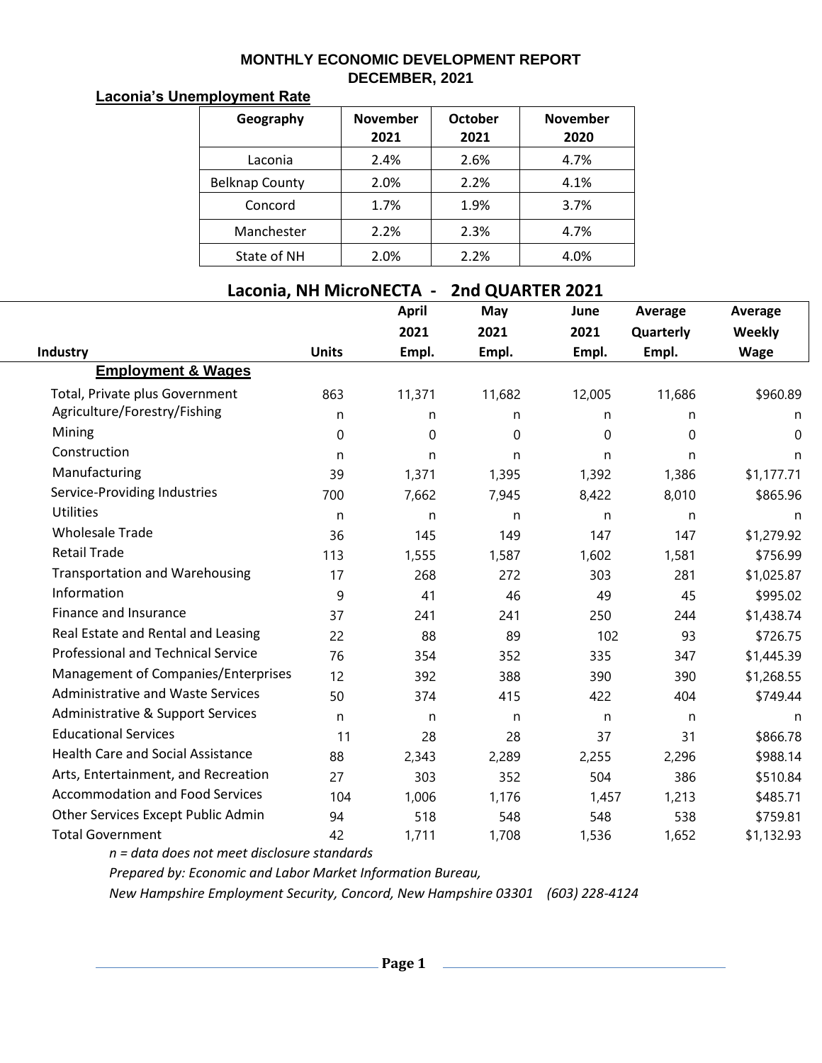# MONTHLY ECONOMIC DEVELOPMENT REPORT
## DECEMBER, 2021

### Laconia's Unemployment Rate

| Geography | November 2021 | October 2021 | November 2020 |
|---|---|---|---|
| Laconia | 2.4% | 2.6% | 4.7% |
| Belknap County | 2.0% | 2.2% | 4.1% |
| Concord | 1.7% | 1.9% | 3.7% |
| Manchester | 2.2% | 2.3% | 4.7% |
| State of NH | 2.0% | 2.2% | 4.0% |

### Laconia, NH MicroNECTA - 2nd QUARTER 2021

| Industry | Units | April 2021 Empl. | May 2021 Empl. | June 2021 Empl. | Average Quarterly Empl. | Average Weekly Wage |
|---|---|---|---|---|---|---|
| **Employment & Wages** | | | | | | |
| Total, Private plus Government | 863 | 11,371 | 11,682 | 12,005 | 11,686 | $960.89 |
| Agriculture/Forestry/Fishing | n | n | n | n | n | n |
| Mining | 0 | 0 | 0 | 0 | 0 | 0 |
| Construction | n | n | n | n | n | n |
| Manufacturing | 39 | 1,371 | 1,395 | 1,392 | 1,386 | $1,177.71 |
| Service-Providing Industries | 700 | 7,662 | 7,945 | 8,422 | 8,010 | $865.96 |
| Utilities | n | n | n | n | n | n |
| Wholesale Trade | 36 | 145 | 149 | 147 | 147 | $1,279.92 |
| Retail Trade | 113 | 1,555 | 1,587 | 1,602 | 1,581 | $756.99 |
| Transportation and Warehousing | 17 | 268 | 272 | 303 | 281 | $1,025.87 |
| Information | 9 | 41 | 46 | 49 | 45 | $995.02 |
| Finance and Insurance | 37 | 241 | 241 | 250 | 244 | $1,438.74 |
| Real Estate and Rental and Leasing | 22 | 88 | 89 | 102 | 93 | $726.75 |
| Professional and Technical Service | 76 | 354 | 352 | 335 | 347 | $1,445.39 |
| Management of Companies/Enterprises | 12 | 392 | 388 | 390 | 390 | $1,268.55 |
| Administrative and Waste Services | 50 | 374 | 415 | 422 | 404 | $749.44 |
| Administrative & Support Services | n | n | n | n | n | n |
| Educational Services | 11 | 28 | 28 | 37 | 31 | $866.78 |
| Health Care and Social Assistance | 88 | 2,343 | 2,289 | 2,255 | 2,296 | $988.14 |
| Arts, Entertainment, and Recreation | 27 | 303 | 352 | 504 | 386 | $510.84 |
| Accommodation and Food Services | 104 | 1,006 | 1,176 | 1,457 | 1,213 | $485.71 |
| Other Services Except Public Admin | 94 | 518 | 548 | 548 | 538 | $759.81 |
| Total Government | 42 | 1,711 | 1,708 | 1,536 | 1,652 | $1,132.93 |

*n = data does not meet disclosure standards*

*Prepared by: Economic and Labor Market Information Bureau,*

*New Hampshire Employment Security, Concord, New Hampshire 03301 (603) 228-4124*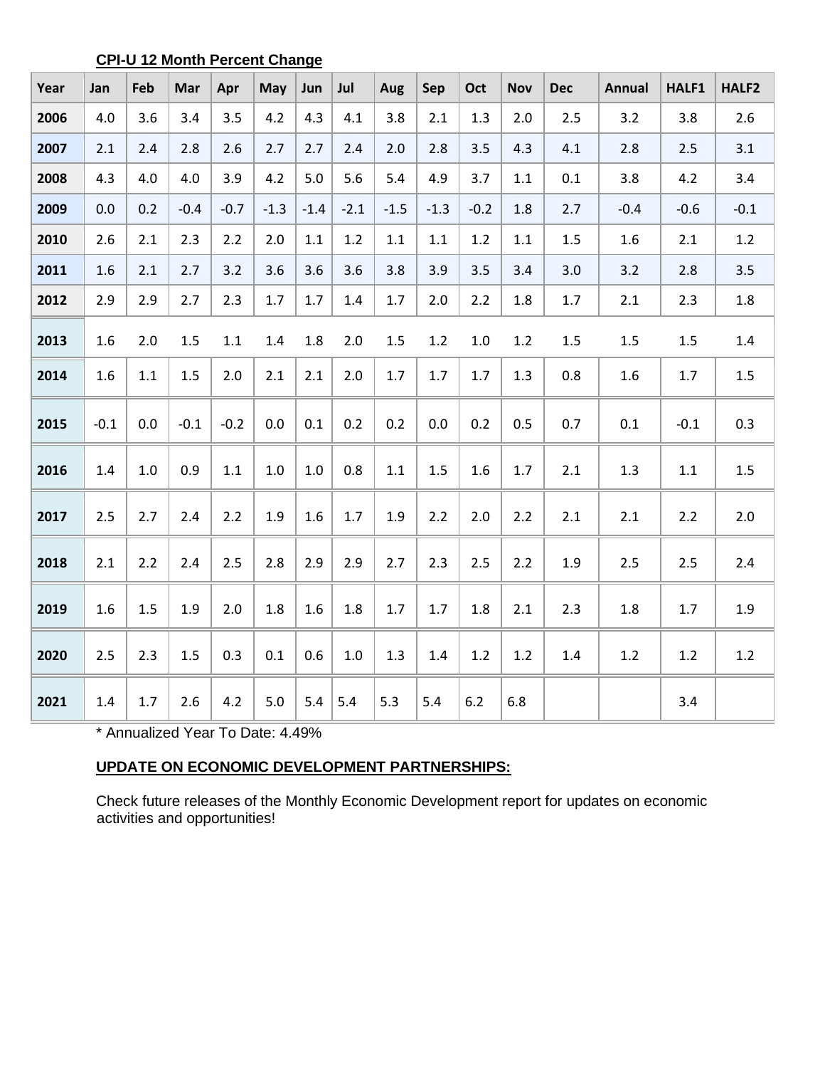**CPI-U 12 Month Percent Change**

| Year | Jan | Feb | Mar | Apr | May | Jun | Jul | Aug | Sep | Oct | Nov | Dec | Annual | HALF1 | HALF2 |
|---|---|---|---|---|---|---|---|---|---|---|---|---|---|---|---|
| 2006 | 4.0 | 3.6 | 3.4 | 3.5 | 4.2 | 4.3 | 4.1 | 3.8 | 2.1 | 1.3 | 2.0 | 2.5 | 3.2 | 3.8 | 2.6 |
| 2007 | 2.1 | 2.4 | 2.8 | 2.6 | 2.7 | 2.7 | 2.4 | 2.0 | 2.8 | 3.5 | 4.3 | 4.1 | 2.8 | 2.5 | 3.1 |
| 2008 | 4.3 | 4.0 | 4.0 | 3.9 | 4.2 | 5.0 | 5.6 | 5.4 | 4.9 | 3.7 | 1.1 | 0.1 | 3.8 | 4.2 | 3.4 |
| 2009 | 0.0 | 0.2 | -0.4 | -0.7 | -1.3 | -1.4 | -2.1 | -1.5 | -1.3 | -0.2 | 1.8 | 2.7 | -0.4 | -0.6 | -0.1 |
| 2010 | 2.6 | 2.1 | 2.3 | 2.2 | 2.0 | 1.1 | 1.2 | 1.1 | 1.1 | 1.2 | 1.1 | 1.5 | 1.6 | 2.1 | 1.2 |
| 2011 | 1.6 | 2.1 | 2.7 | 3.2 | 3.6 | 3.6 | 3.6 | 3.8 | 3.9 | 3.5 | 3.4 | 3.0 | 3.2 | 2.8 | 3.5 |
| 2012 | 2.9 | 2.9 | 2.7 | 2.3 | 1.7 | 1.7 | 1.4 | 1.7 | 2.0 | 2.2 | 1.8 | 1.7 | 2.1 | 2.3 | 1.8 |
| 2013 | 1.6 | 2.0 | 1.5 | 1.1 | 1.4 | 1.8 | 2.0 | 1.5 | 1.2 | 1.0 | 1.2 | 1.5 | 1.5 | 1.5 | 1.4 |
| 2014 | 1.6 | 1.1 | 1.5 | 2.0 | 2.1 | 2.1 | 2.0 | 1.7 | 1.7 | 1.7 | 1.3 | 0.8 | 1.6 | 1.7 | 1.5 |
| 2015 | -0.1 | 0.0 | -0.1 | -0.2 | 0.0 | 0.1 | 0.2 | 0.2 | 0.0 | 0.2 | 0.5 | 0.7 | 0.1 | -0.1 | 0.3 |
| 2016 | 1.4 | 1.0 | 0.9 | 1.1 | 1.0 | 1.0 | 0.8 | 1.1 | 1.5 | 1.6 | 1.7 | 2.1 | 1.3 | 1.1 | 1.5 |
| 2017 | 2.5 | 2.7 | 2.4 | 2.2 | 1.9 | 1.6 | 1.7 | 1.9 | 2.2 | 2.0 | 2.2 | 2.1 | 2.1 | 2.2 | 2.0 |
| 2018 | 2.1 | 2.2 | 2.4 | 2.5 | 2.8 | 2.9 | 2.9 | 2.7 | 2.3 | 2.5 | 2.2 | 1.9 | 2.5 | 2.5 | 2.4 |
| 2019 | 1.6 | 1.5 | 1.9 | 2.0 | 1.8 | 1.6 | 1.8 | 1.7 | 1.7 | 1.8 | 2.1 | 2.3 | 1.8 | 1.7 | 1.9 |
| 2020 | 2.5 | 2.3 | 1.5 | 0.3 | 0.1 | 0.6 | 1.0 | 1.3 | 1.4 | 1.2 | 1.2 | 1.4 | 1.2 | 1.2 | 1.2 |
| 2021 | 1.4 | 1.7 | 2.6 | 4.2 | 5.0 | 5.4 | 5.4 | 5.3 | 5.4 | 6.2 | 6.8 | | | 3.4 | |

* Annualized Year To Date: 4.49%

**UPDATE ON ECONOMIC DEVELOPMENT PARTNERSHIPS:**

Check future releases of the Monthly Economic Development report for updates on economic activities and opportunities!